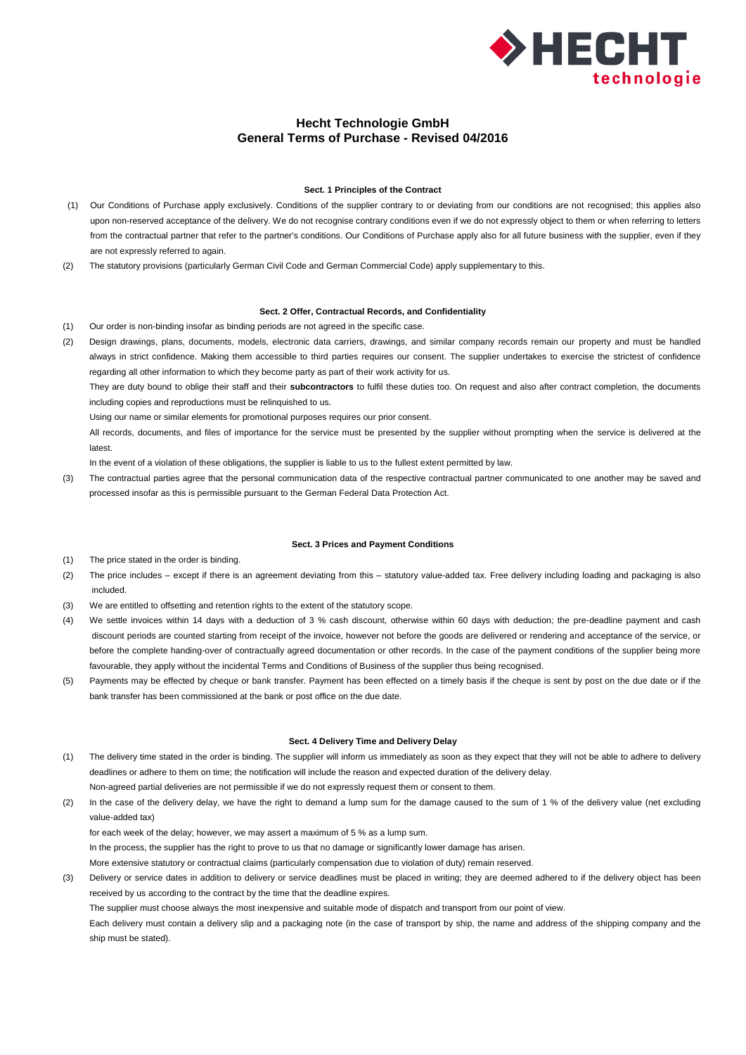# Hecht Technologie GmbH
## General Terms of Purchase - Revised 04/2016

### Sect. 1 Principles of the Contract

(1) Our Conditions of Purchase apply exclusively. Conditions of the supplier contrary to or deviating from our conditions are not recognised; this applies also upon non-reserved acceptance of the delivery. We do not recognise contrary conditions even if we do not expressly object to them or when referring to letters from the contractual partner that refer to the partner's conditions. Our Conditions of Purchase apply also for all future business with the supplier, even if they are not expressly referred to again.

(2) The statutory provisions (particularly German Civil Code and German Commercial Code) apply supplementary to this.

### Sect. 2 Offer, Contractual Records, and Confidentiality

(1) Our order is non-binding insofar as binding periods are not agreed in the specific case.

(2) Design drawings, plans, documents, models, electronic data carriers, drawings, and similar company records remain our property and must be handled always in strict confidence. Making them accessible to third parties requires our consent. The supplier undertakes to exercise the strictest of confidence regarding all other information to which they become party as part of their work activity for us.

They are duty bound to oblige their staff and their **subcontractors** to fulfil these duties too. On request and also after contract completion, the documents including copies and reproductions must be relinquished to us.

Using our name or similar elements for promotional purposes requires our prior consent.

All records, documents, and files of importance for the service must be presented by the supplier without prompting when the service is delivered at the latest.

In the event of a violation of these obligations, the supplier is liable to us to the fullest extent permitted by law.

(3) The contractual parties agree that the personal communication data of the respective contractual partner communicated to one another may be saved and processed insofar as this is permissible pursuant to the German Federal Data Protection Act.

### Sect. 3 Prices and Payment Conditions

(1) The price stated in the order is binding.

(2) The price includes – except if there is an agreement deviating from this – statutory value-added tax. Free delivery including loading and packaging is also included.

(3) We are entitled to offsetting and retention rights to the extent of the statutory scope.

(4) We settle invoices within 14 days with a deduction of 3 % cash discount, otherwise within 60 days with deduction; the pre-deadline payment and cash discount periods are counted starting from receipt of the invoice, however not before the goods are delivered or rendering and acceptance of the service, or before the complete handing-over of contractually agreed documentation or other records. In the case of the payment conditions of the supplier being more favourable, they apply without the incidental Terms and Conditions of Business of the supplier thus being recognised.

(5) Payments may be effected by cheque or bank transfer. Payment has been effected on a timely basis if the cheque is sent by post on the due date or if the bank transfer has been commissioned at the bank or post office on the due date.

### Sect. 4 Delivery Time and Delivery Delay

(1) The delivery time stated in the order is binding. The supplier will inform us immediately as soon as they expect that they will not be able to adhere to delivery deadlines or adhere to them on time; the notification will include the reason and expected duration of the delivery delay.

Non-agreed partial deliveries are not permissible if we do not expressly request them or consent to them.

(2) In the case of the delivery delay, we have the right to demand a lump sum for the damage caused to the sum of 1 % of the delivery value (net excluding value-added tax)

for each week of the delay; however, we may assert a maximum of 5 % as a lump sum.

In the process, the supplier has the right to prove to us that no damage or significantly lower damage has arisen.

More extensive statutory or contractual claims (particularly compensation due to violation of duty) remain reserved.

(3) Delivery or service dates in addition to delivery or service deadlines must be placed in writing; they are deemed adhered to if the delivery object has been received by us according to the contract by the time that the deadline expires.

The supplier must choose always the most inexpensive and suitable mode of dispatch and transport from our point of view.

Each delivery must contain a delivery slip and a packaging note (in the case of transport by ship, the name and address of the shipping company and the ship must be stated).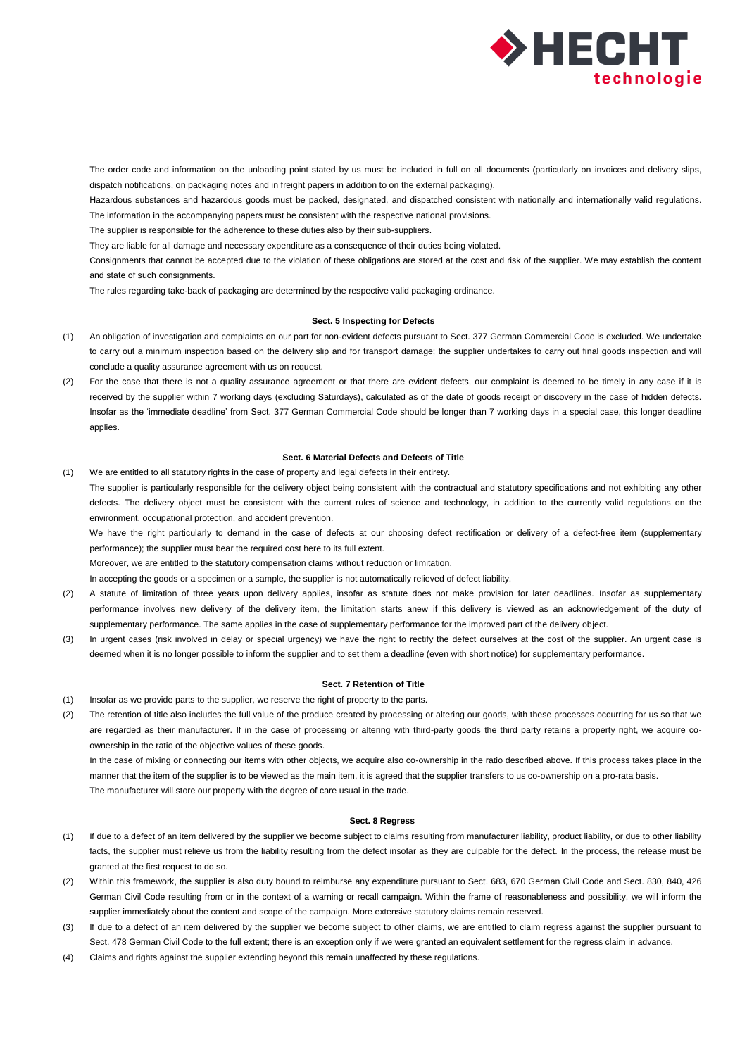The order code and information on the unloading point stated by us must be included in full on all documents (particularly on invoices and delivery slips, dispatch notifications, on packaging notes and in freight papers in addition to on the external packaging).

Hazardous substances and hazardous goods must be packed, designated, and dispatched consistent with nationally and internationally valid regulations. The information in the accompanying papers must be consistent with the respective national provisions.

The supplier is responsible for the adherence to these duties also by their sub-suppliers.

They are liable for all damage and necessary expenditure as a consequence of their duties being violated.

Consignments that cannot be accepted due to the violation of these obligations are stored at the cost and risk of the supplier. We may establish the content and state of such consignments.

The rules regarding take-back of packaging are determined by the respective valid packaging ordinance.

**Sect. 5 Inspecting for Defects**

(1) An obligation of investigation and complaints on our part for non-evident defects pursuant to Sect. 377 German Commercial Code is excluded. We undertake to carry out a minimum inspection based on the delivery slip and for transport damage; the supplier undertakes to carry out final goods inspection and will conclude a quality assurance agreement with us on request.

(2) For the case that there is not a quality assurance agreement or that there are evident defects, our complaint is deemed to be timely in any case if it is received by the supplier within 7 working days (excluding Saturdays), calculated as of the date of goods receipt or discovery in the case of hidden defects. Insofar as the 'immediate deadline' from Sect. 377 German Commercial Code should be longer than 7 working days in a special case, this longer deadline applies.

**Sect. 6 Material Defects and Defects of Title**

(1) We are entitled to all statutory rights in the case of property and legal defects in their entirety.

The supplier is particularly responsible for the delivery object being consistent with the contractual and statutory specifications and not exhibiting any other defects. The delivery object must be consistent with the current rules of science and technology, in addition to the currently valid regulations on the environment, occupational protection, and accident prevention.

We have the right particularly to demand in the case of defects at our choosing defect rectification or delivery of a defect-free item (supplementary performance); the supplier must bear the required cost here to its full extent.

Moreover, we are entitled to the statutory compensation claims without reduction or limitation.

In accepting the goods or a specimen or a sample, the supplier is not automatically relieved of defect liability.

(2) A statute of limitation of three years upon delivery applies, insofar as statute does not make provision for later deadlines. Insofar as supplementary performance involves new delivery of the delivery item, the limitation starts anew if this delivery is viewed as an acknowledgement of the duty of supplementary performance. The same applies in the case of supplementary performance for the improved part of the delivery object.

(3) In urgent cases (risk involved in delay or special urgency) we have the right to rectify the defect ourselves at the cost of the supplier. An urgent case is deemed when it is no longer possible to inform the supplier and to set them a deadline (even with short notice) for supplementary performance.

**Sect. 7 Retention of Title**

(1) Insofar as we provide parts to the supplier, we reserve the right of property to the parts.

(2) The retention of title also includes the full value of the produce created by processing or altering our goods, with these processes occurring for us so that we are regarded as their manufacturer. If in the case of processing or altering with third-party goods the third party retains a property right, we acquire co-ownership in the ratio of the objective values of these goods.

In the case of mixing or connecting our items with other objects, we acquire also co-ownership in the ratio described above. If this process takes place in the manner that the item of the supplier is to be viewed as the main item, it is agreed that the supplier transfers to us co-ownership on a pro-rata basis.

The manufacturer will store our property with the degree of care usual in the trade.

**Sect. 8 Regress**

(1) If due to a defect of an item delivered by the supplier we become subject to claims resulting from manufacturer liability, product liability, or due to other liability facts, the supplier must relieve us from the liability resulting from the defect insofar as they are culpable for the defect. In the process, the release must be granted at the first request to do so.

(2) Within this framework, the supplier is also duty bound to reimburse any expenditure pursuant to Sect. 683, 670 German Civil Code and Sect. 830, 840, 426 German Civil Code resulting from or in the context of a warning or recall campaign. Within the frame of reasonableness and possibility, we will inform the supplier immediately about the content and scope of the campaign. More extensive statutory claims remain reserved.

(3) If due to a defect of an item delivered by the supplier we become subject to other claims, we are entitled to claim regress against the supplier pursuant to Sect. 478 German Civil Code to the full extent; there is an exception only if we were granted an equivalent settlement for the regress claim in advance.

(4) Claims and rights against the supplier extending beyond this remain unaffected by these regulations.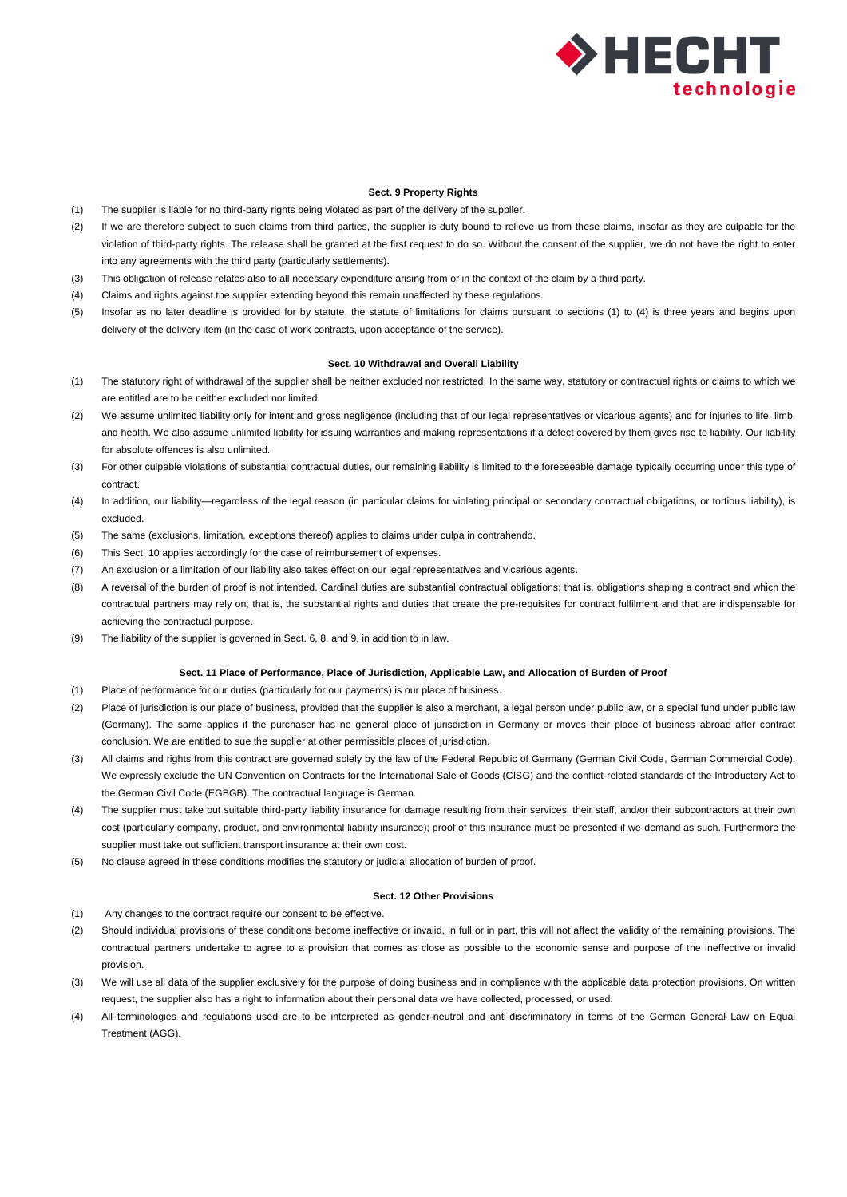### Sect. 9 Property Rights

(1) The supplier is liable for no third-party rights being violated as part of the delivery of the supplier.

(2) If we are therefore subject to such claims from third parties, the supplier is duty bound to relieve us from these claims, insofar as they are culpable for the violation of third-party rights. The release shall be granted at the first request to do so. Without the consent of the supplier, we do not have the right to enter into any agreements with the third party (particularly settlements).

(3) This obligation of release relates also to all necessary expenditure arising from or in the context of the claim by a third party.

(4) Claims and rights against the supplier extending beyond this remain unaffected by these regulations.

(5) Insofar as no later deadline is provided for by statute, the statute of limitations for claims pursuant to sections (1) to (4) is three years and begins upon delivery of the delivery item (in the case of work contracts, upon acceptance of the service).

### Sect. 10 Withdrawal and Overall Liability

(1) The statutory right of withdrawal of the supplier shall be neither excluded nor restricted. In the same way, statutory or contractual rights or claims to which we are entitled are to be neither excluded nor limited.

(2) We assume unlimited liability only for intent and gross negligence (including that of our legal representatives or vicarious agents) and for injuries to life, limb, and health. We also assume unlimited liability for issuing warranties and making representations if a defect covered by them gives rise to liability. Our liability for absolute offences is also unlimited.

(3) For other culpable violations of substantial contractual duties, our remaining liability is limited to the foreseeable damage typically occurring under this type of contract.

(4) In addition, our liability—regardless of the legal reason (in particular claims for violating principal or secondary contractual obligations, or tortious liability), is excluded.

(5) The same (exclusions, limitation, exceptions thereof) applies to claims under culpa in contrahendo.

(6) This Sect. 10 applies accordingly for the case of reimbursement of expenses.

(7) An exclusion or a limitation of our liability also takes effect on our legal representatives and vicarious agents.

(8) A reversal of the burden of proof is not intended. Cardinal duties are substantial contractual obligations; that is, obligations shaping a contract and which the contractual partners may rely on; that is, the substantial rights and duties that create the pre-requisites for contract fulfilment and that are indispensable for achieving the contractual purpose.

(9) The liability of the supplier is governed in Sect. 6, 8, and 9, in addition to in law.

### Sect. 11 Place of Performance, Place of Jurisdiction, Applicable Law, and Allocation of Burden of Proof

(1) Place of performance for our duties (particularly for our payments) is our place of business.

(2) Place of jurisdiction is our place of business, provided that the supplier is also a merchant, a legal person under public law, or a special fund under public law (Germany). The same applies if the purchaser has no general place of jurisdiction in Germany or moves their place of business abroad after contract conclusion. We are entitled to sue the supplier at other permissible places of jurisdiction.

(3) All claims and rights from this contract are governed solely by the law of the Federal Republic of Germany (German Civil Code, German Commercial Code). We expressly exclude the UN Convention on Contracts for the International Sale of Goods (CISG) and the conflict-related standards of the Introductory Act to the German Civil Code (EGBGB). The contractual language is German.

(4) The supplier must take out suitable third-party liability insurance for damage resulting from their services, their staff, and/or their subcontractors at their own cost (particularly company, product, and environmental liability insurance); proof of this insurance must be presented if we demand as such. Furthermore the supplier must take out sufficient transport insurance at their own cost.

(5) No clause agreed in these conditions modifies the statutory or judicial allocation of burden of proof.

### Sect. 12 Other Provisions

(1) Any changes to the contract require our consent to be effective.

(2) Should individual provisions of these conditions become ineffective or invalid, in full or in part, this will not affect the validity of the remaining provisions. The contractual partners undertake to agree to a provision that comes as close as possible to the economic sense and purpose of the ineffective or invalid provision.

(3) We will use all data of the supplier exclusively for the purpose of doing business and in compliance with the applicable data protection provisions. On written request, the supplier also has a right to information about their personal data we have collected, processed, or used.

(4) All terminologies and regulations used are to be interpreted as gender-neutral and anti-discriminatory in terms of the German General Law on Equal Treatment (AGG).